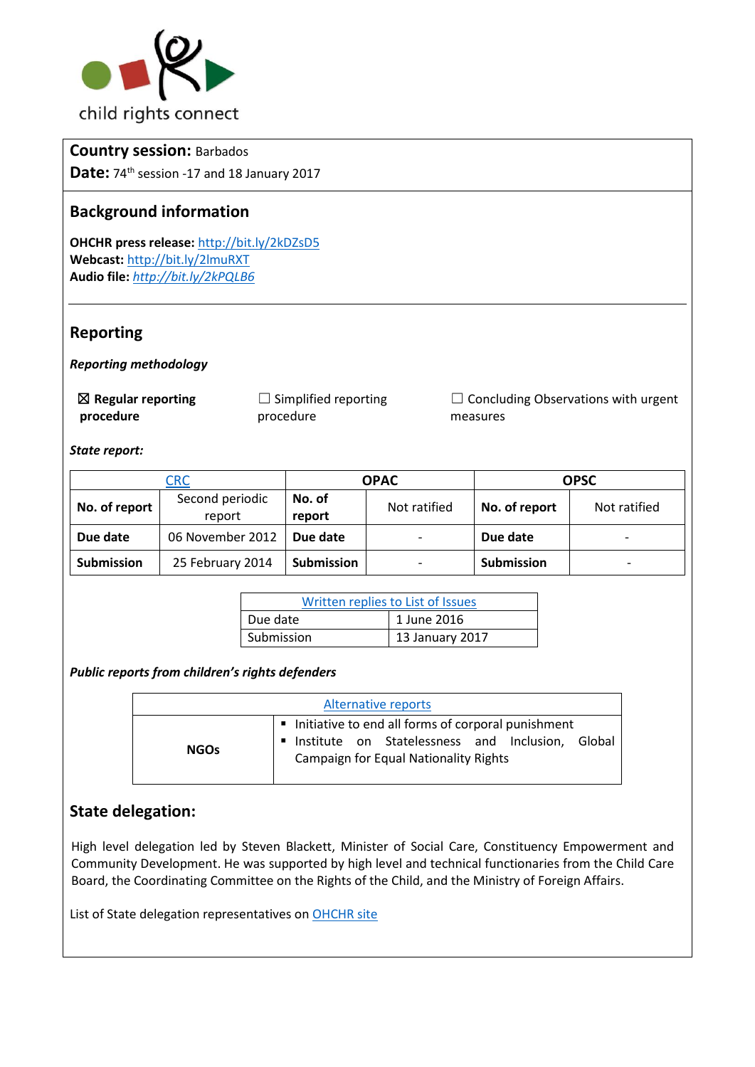child rights connect

**Country session:** Barbados

**Date:** 74th session -17 and 18 January 2017

## Background information

**OHCHR press release:** http://bit.ly/2kDZsD5
**Webcast:** http://bit.ly/2lmuRXT
**Audio file:** *http://bit.ly/2kPQLB6*

## Reporting

***Reporting methodology***

☒ **Regular reporting procedure** ☐ Simplified reporting procedure ☐ Concluding Observations with urgent measures

***State report:***

| CRC | | OPAC | | OPSC | |
|---|---|---|---|---|---|
| **No. of report** | Second periodic report | **No. of report** | Not ratified | **No. of report** | Not ratified |
| **Due date** | 06 November 2012 | **Due date** | - | **Due date** | - |
| **Submission** | 25 February 2014 | **Submission** | - | **Submission** | - |

| Written replies to List of Issues | |
|---|---|
| Due date | 1 June 2016 |
| Submission | 13 January 2017 |

***Public reports from children's rights defenders***

| Alternative reports | |
|---|---|
| **NGOs** | ▪ Initiative to end all forms of corporal punishment<br>▪ Institute on Statelessness and Inclusion, Global Campaign for Equal Nationality Rights |

## State delegation:

High level delegation led by Steven Blackett, Minister of Social Care, Constituency Empowerment and Community Development. He was supported by high level and technical functionaries from the Child Care Board, the Coordinating Committee on the Rights of the Child, and the Ministry of Foreign Affairs.

List of State delegation representatives on OHCHR site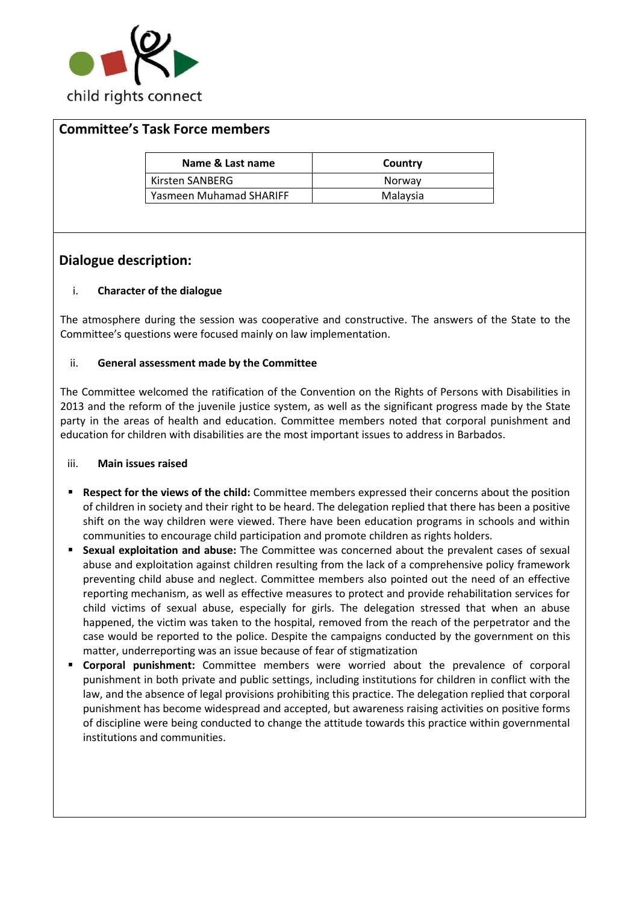## Committee's Task Force members

| Name & Last name | Country |
| --- | --- |
| Kirsten SANBERG | Norway |
| Yasmeen Muhamad SHARIFF | Malaysia |

## Dialogue description:

### i. Character of the dialogue

The atmosphere during the session was cooperative and constructive. The answers of the State to the Committee's questions were focused mainly on law implementation.

### ii. General assessment made by the Committee

The Committee welcomed the ratification of the Convention on the Rights of Persons with Disabilities in 2013 and the reform of the juvenile justice system, as well as the significant progress made by the State party in the areas of health and education. Committee members noted that corporal punishment and education for children with disabilities are the most important issues to address in Barbados.

### iii. Main issues raised

- **Respect for the views of the child:** Committee members expressed their concerns about the position of children in society and their right to be heard. The delegation replied that there has been a positive shift on the way children were viewed. There have been education programs in schools and within communities to encourage child participation and promote children as rights holders.
- **Sexual exploitation and abuse:** The Committee was concerned about the prevalent cases of sexual abuse and exploitation against children resulting from the lack of a comprehensive policy framework preventing child abuse and neglect. Committee members also pointed out the need of an effective reporting mechanism, as well as effective measures to protect and provide rehabilitation services for child victims of sexual abuse, especially for girls. The delegation stressed that when an abuse happened, the victim was taken to the hospital, removed from the reach of the perpetrator and the case would be reported to the police. Despite the campaigns conducted by the government on this matter, underreporting was an issue because of fear of stigmatization
- **Corporal punishment:** Committee members were worried about the prevalence of corporal punishment in both private and public settings, including institutions for children in conflict with the law, and the absence of legal provisions prohibiting this practice. The delegation replied that corporal punishment has become widespread and accepted, but awareness raising activities on positive forms of discipline were being conducted to change the attitude towards this practice within governmental institutions and communities.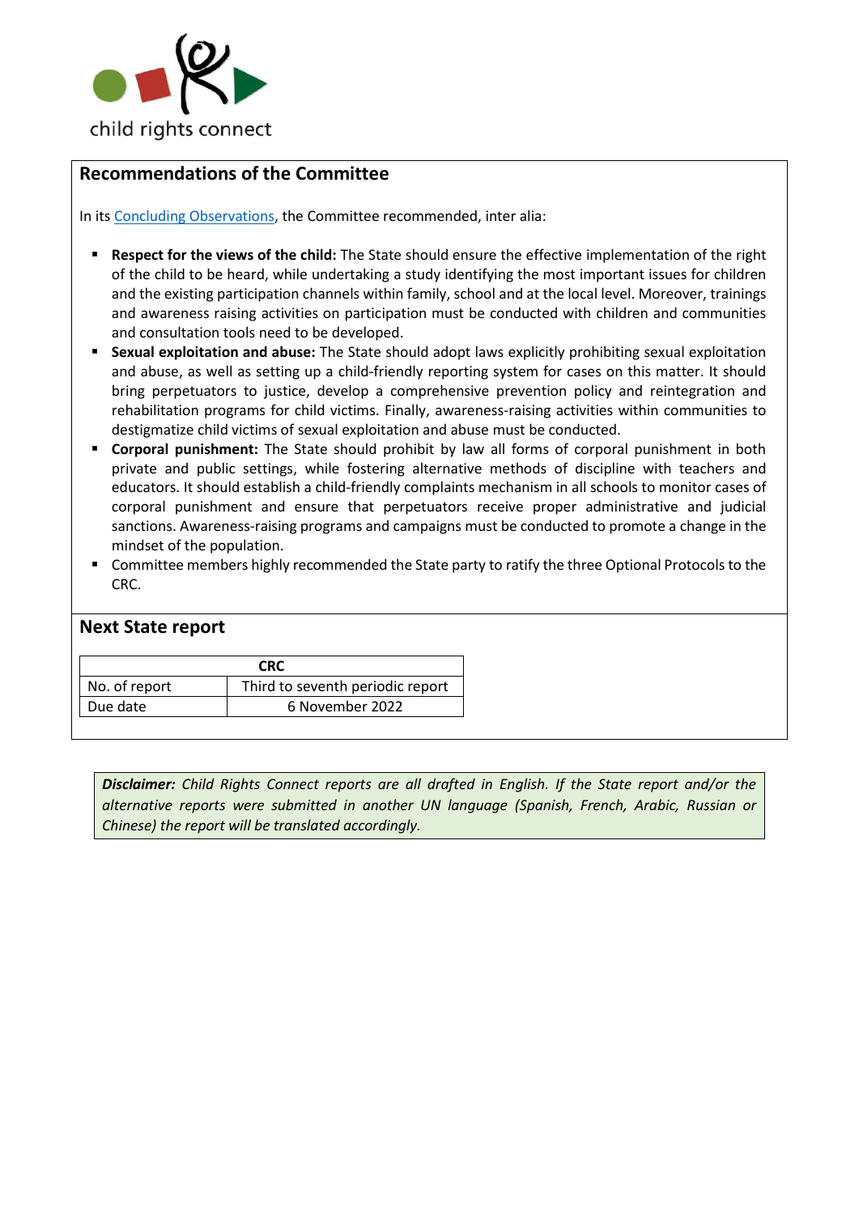## Recommendations of the Committee

In its Concluding Observations, the Committee recommended, inter alia:

- **Respect for the views of the child:** The State should ensure the effective implementation of the right of the child to be heard, while undertaking a study identifying the most important issues for children and the existing participation channels within family, school and at the local level. Moreover, trainings and awareness raising activities on participation must be conducted with children and communities and consultation tools need to be developed.
- **Sexual exploitation and abuse:** The State should adopt laws explicitly prohibiting sexual exploitation and abuse, as well as setting up a child-friendly reporting system for cases on this matter. It should bring perpetuators to justice, develop a comprehensive prevention policy and reintegration and rehabilitation programs for child victims. Finally, awareness-raising activities within communities to destigmatize child victims of sexual exploitation and abuse must be conducted.
- **Corporal punishment:** The State should prohibit by law all forms of corporal punishment in both private and public settings, while fostering alternative methods of discipline with teachers and educators. It should establish a child-friendly complaints mechanism in all schools to monitor cases of corporal punishment and ensure that perpetuators receive proper administrative and judicial sanctions. Awareness-raising programs and campaigns must be conducted to promote a change in the mindset of the population.
- Committee members highly recommended the State party to ratify the three Optional Protocols to the CRC.

## Next State report

| CRC | |
|---|---|
| No. of report | Third to seventh periodic report |
| Due date | 6 November 2022 |

***Disclaimer:*** *Child Rights Connect reports are all drafted in English. If the State report and/or the alternative reports were submitted in another UN language (Spanish, French, Arabic, Russian or Chinese) the report will be translated accordingly.*